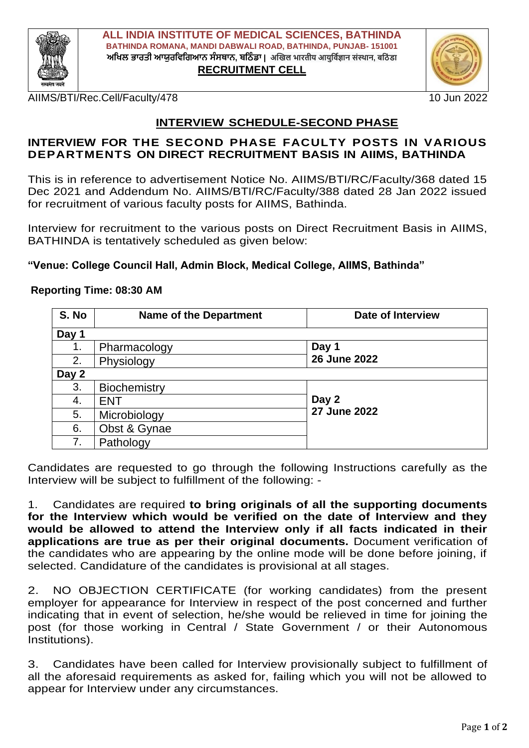**ALL INDIA INSTITUTE OF MEDICAL SCIENCES, BATHINDA**
**BATHINDA ROMANA, MANDI DABWALI ROAD, BATHINDA, PUNJAB- 151001**
**ਅਖਿਲ ਭਾਰਤੀ ਆਯੁਰਵਿਗਿਆਨ ਸੰਸਥਾਨ, ਬਠਿੰਡਾ | अखिल भारतीय आयुर्विज्ञान संस्थान, बठिंडा**
**RECRUITMENT CELL**

AIIMS/BTI/Rec.Cell/Faculty/478 &nbsp;&nbsp;&nbsp;&nbsp;&nbsp;&nbsp;&nbsp;&nbsp; 10 Jun 2022

## INTERVIEW SCHEDULE-SECOND PHASE

### INTERVIEW FOR THE SECOND PHASE FACULTY POSTS IN VARIOUS DEPARTMENTS ON DIRECT RECRUITMENT BASIS IN AIIMS, BATHINDA

This is in reference to advertisement Notice No. AIIMS/BTI/RC/Faculty/368 dated 15 Dec 2021 and Addendum No. AIIMS/BTI/RC/Faculty/388 dated 28 Jan 2022 issued for recruitment of various faculty posts for AIIMS, Bathinda.

Interview for recruitment to the various posts on Direct Recruitment Basis in AIIMS, BATHINDA is tentatively scheduled as given below:

**"Venue: College Council Hall, Admin Block, Medical College, AIIMS, Bathinda"**

**Reporting Time: 08:30 AM**

| S. No | Name of the Department | Date of Interview |
|---|---|---|
| **Day 1** | | |
| 1. | Pharmacology | **Day 1 26 June 2022** |
| 2. | Physiology | |
| **Day 2** | | |
| 3. | Biochemistry | **Day 2 27 June 2022** |
| 4. | ENT | |
| 5. | Microbiology | |
| 6. | Obst & Gynae | |
| 7. | Pathology | |

Candidates are requested to go through the following Instructions carefully as the Interview will be subject to fulfillment of the following: -

1. Candidates are required **to bring originals of all the supporting documents for the Interview which would be verified on the date of Interview and they would be allowed to attend the Interview only if all facts indicated in their applications are true as per their original documents.** Document verification of the candidates who are appearing by the online mode will be done before joining, if selected. Candidature of the candidates is provisional at all stages.

2. NO OBJECTION CERTIFICATE (for working candidates) from the present employer for appearance for Interview in respect of the post concerned and further indicating that in event of selection, he/she would be relieved in time for joining the post (for those working in Central / State Government / or their Autonomous Institutions).

3. Candidates have been called for Interview provisionally subject to fulfillment of all the aforesaid requirements as asked for, failing which you will not be allowed to appear for Interview under any circumstances.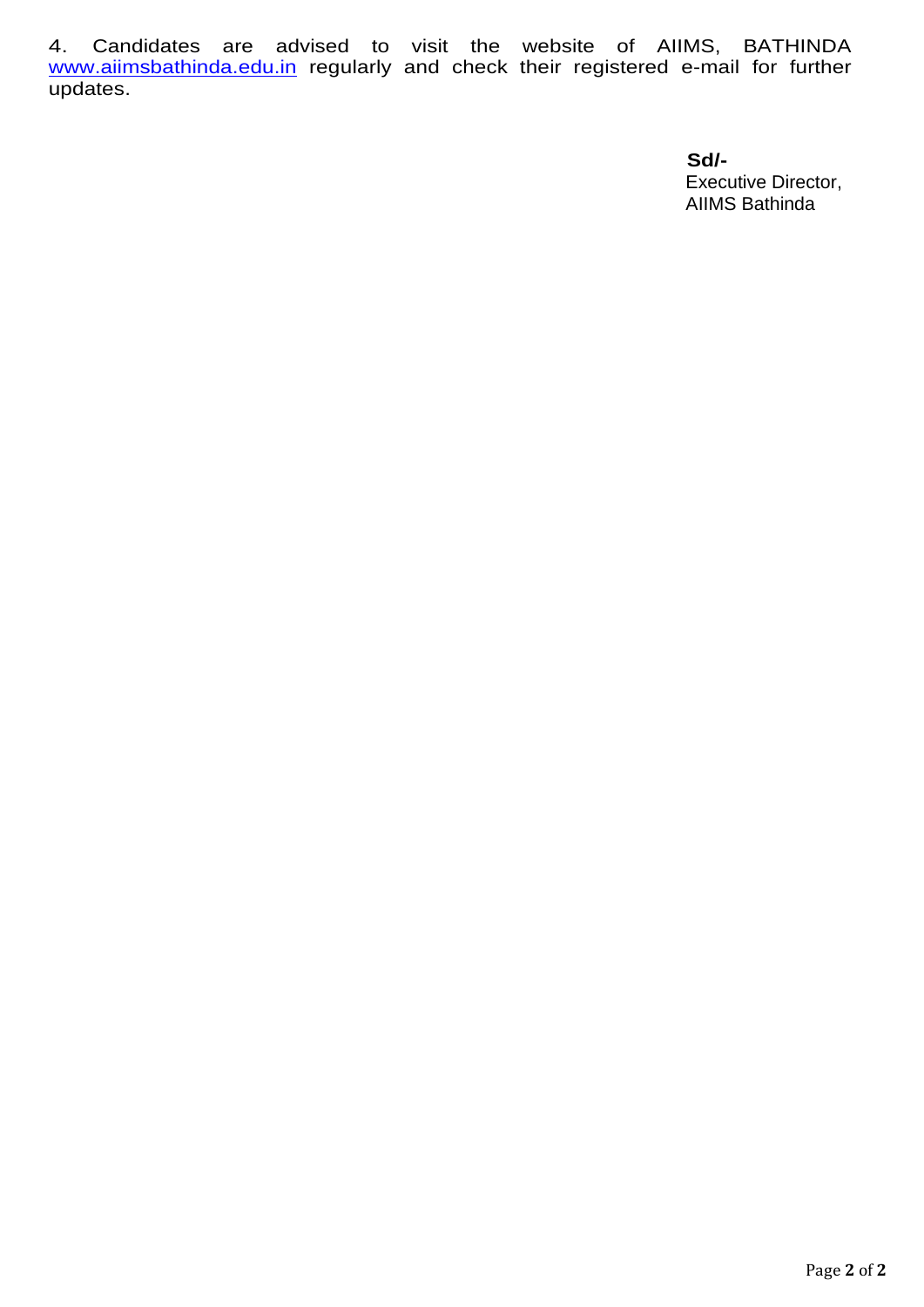4. Candidates are advised to visit the website of AIIMS, BATHINDA www.aiimsbathinda.edu.in regularly and check their registered e-mail for further updates.

**Sd/-**
Executive Director,
AIIMS Bathinda